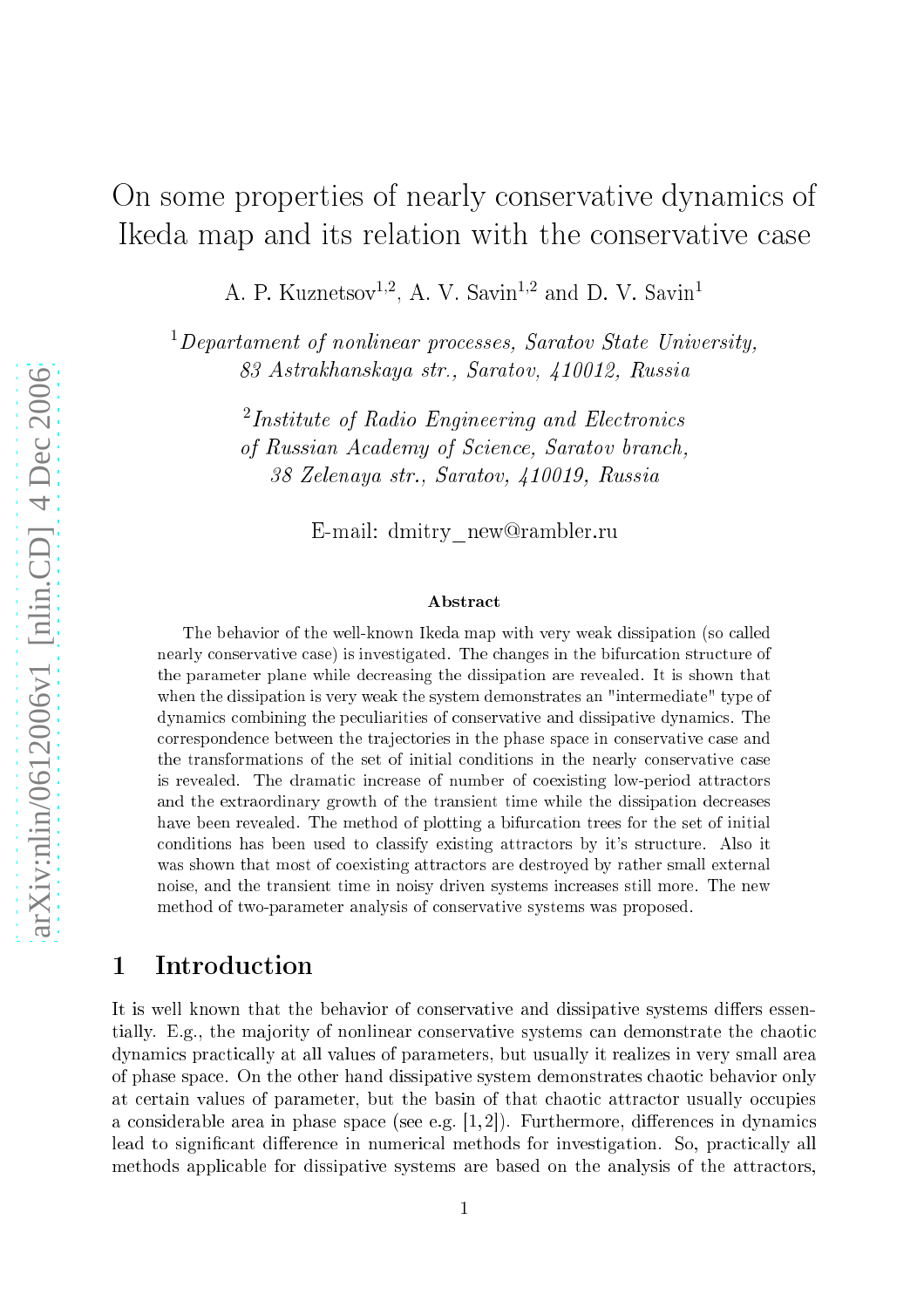# On some properties of nearly conservative dynamics of Ikeda map and its relation with the conservative case

A. P. Kuznetsov[1,2], A. V. Savin[1,2] and D. V. Savin[1]

[1] *Departament of nonlinear processes, Saratov State University, 83 Astrakhanskaya str., Saratov, 410012, Russia*

[2] *Institute of Radio Engineering and Electronics of Russian Academy of Science, Saratov branch, 38 Zelenaya str., Saratov, 410019, Russia*

E-mail: dmitry_new@rambler.ru

### Abstract

The behavior of the well-known Ikeda map with very weak dissipation (so called nearly conservative case) is investigated. The changes in the bifurcation structure of the parameter plane while decreasing the dissipation are revealed. It is shown that when the dissipation is very weak the system demonstrates an "intermediate" type of dynamics combining the peculiarities of conservative and dissipative dynamics. The correspondence between the trajectories in the phase space in conservative case and the transformations of the set of initial conditions in the nearly conservative case is revealed. The dramatic increase of number of coexisting low-period attractors and the extraordinary growth of the transient time while the dissipation decreases have been revealed. The method of plotting a bifurcation trees for the set of initial conditions has been used to classify existing attractors by it's structure. Also it was shown that most of coexisting attractors are destroyed by rather small external noise, and the transient time in noisy driven systems increases still more. The new method of two-parameter analysis of conservative systems was proposed.

## 1 Introduction

It is well known that the behavior of conservative and dissipative systems differs essentially. E.g., the majority of nonlinear conservative systems can demonstrate the chaotic dynamics practically at all values of parameters, but usually it realizes in very small area of phase space. On the other hand dissipative system demonstrates chaotic behavior only at certain values of parameter, but the basin of that chaotic attractor usually occupies a considerable area in phase space (see e.g. [1,2]). Furthermore, differences in dynamics lead to significant difference in numerical methods for investigation. So, practically all methods applicable for dissipative systems are based on the analysis of the attractors,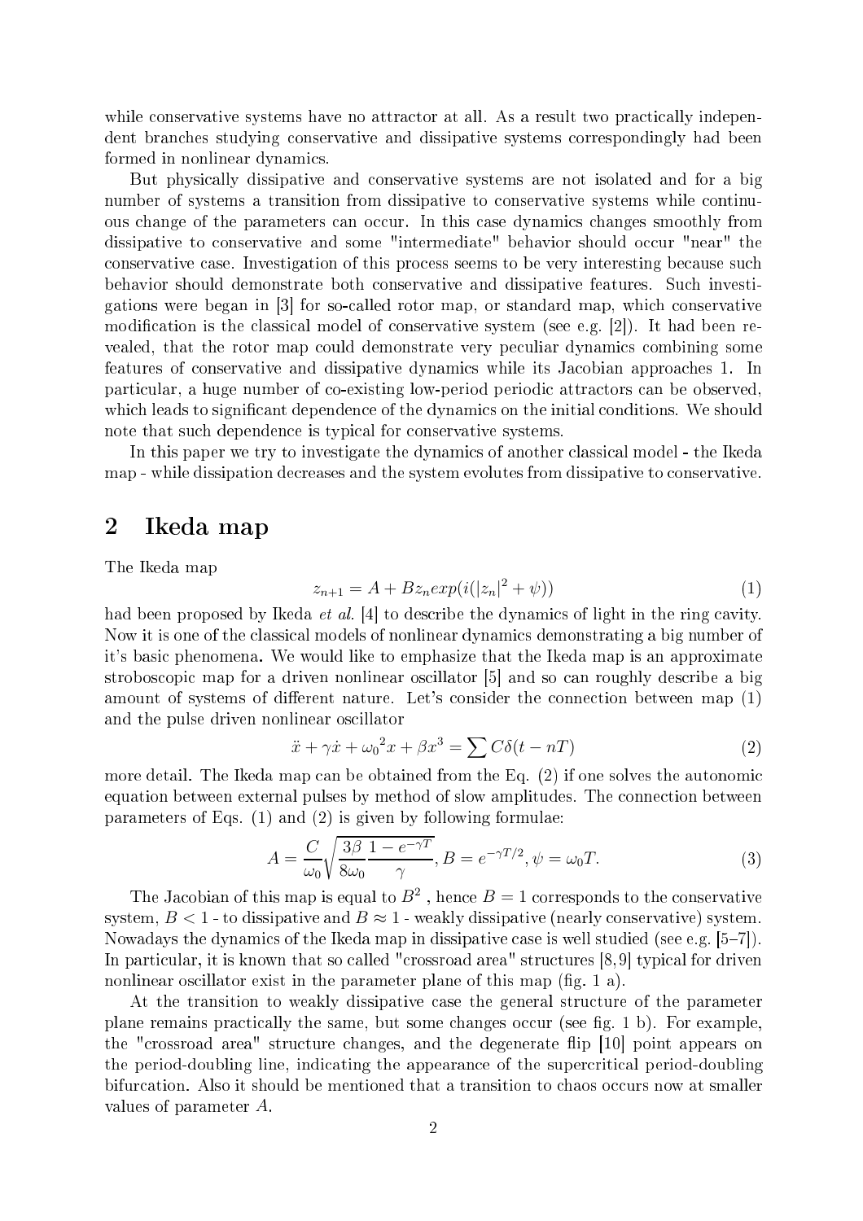while conservative systems have no attractor at all. As a result two practically independent branches studying conservative and dissipative systems correspondingly had been formed in nonlinear dynamics.

But physically dissipative and conservative systems are not isolated and for a big number of systems a transition from dissipative to conservative systems while continuous change of the parameters can occur. In this case dynamics changes smoothly from dissipative to conservative and some "intermediate" behavior should occur "near" the conservative case. Investigation of this process seems to be very interesting because such behavior should demonstrate both conservative and dissipative features. Such investigations were began in [3] for so-called rotor map, or standard map, which conservative modification is the classical model of conservative system (see e.g. [2]). It had been revealed, that the rotor map could demonstrate very peculiar dynamics combining some features of conservative and dissipative dynamics while its Jacobian approaches 1. In particular, a huge number of co-existing low-period periodic attractors can be observed, which leads to significant dependence of the dynamics on the initial conditions. We should note that such dependence is typical for conservative systems.

In this paper we try to investigate the dynamics of another classical model - the Ikeda map - while dissipation decreases and the system evolutes from dissipative to conservative.

## 2 Ikeda map

The Ikeda map

$$z_{n+1} = A + Bz_n exp(i(|z_n|^2 + \psi)) \tag{1}$$

had been proposed by Ikeda *et al.* [4] to describe the dynamics of light in the ring cavity. Now it is one of the classical models of nonlinear dynamics demonstrating a big number of it's basic phenomena. We would like to emphasize that the Ikeda map is an approximate stroboscopic map for a driven nonlinear oscillator [5] and so can roughly describe a big amount of systems of different nature. Let's consider the connection between map (1) and the pulse driven nonlinear oscillator

$$\ddot{x} + \gamma\dot{x} + {\omega_0}^2 x + \beta x^3 = \sum C\delta(t - nT) \tag{2}$$

more detail. The Ikeda map can be obtained from the Eq. (2) if one solves the autonomic equation between external pulses by method of slow amplitudes. The connection between parameters of Eqs. (1) and (2) is given by following formulae:

$$A = \frac{C}{\omega_0}\sqrt{\frac{3\beta}{8\omega_0}\frac{1 - e^{-\gamma T}}{\gamma}}, B = e^{-\gamma T/2}, \psi = \omega_0 T. \tag{3}$$

The Jacobian of this map is equal to $B^2$ , hence $B = 1$ corresponds to the conservative system, $B < 1$ - to dissipative and $B \approx 1$ - weakly dissipative (nearly conservative) system. Nowadays the dynamics of the Ikeda map in dissipative case is well studied (see e.g. [5–7]). In particular, it is known that so called "crossroad area" structures [8,9] typical for driven nonlinear oscillator exist in the parameter plane of this map (fig. 1 a).

At the transition to weakly dissipative case the general structure of the parameter plane remains practically the same, but some changes occur (see fig. 1 b). For example, the "crossroad area" structure changes, and the degenerate flip [10] point appears on the period-doubling line, indicating the appearance of the supercritical period-doubling bifurcation. Also it should be mentioned that a transition to chaos occurs now at smaller values of parameter $A$.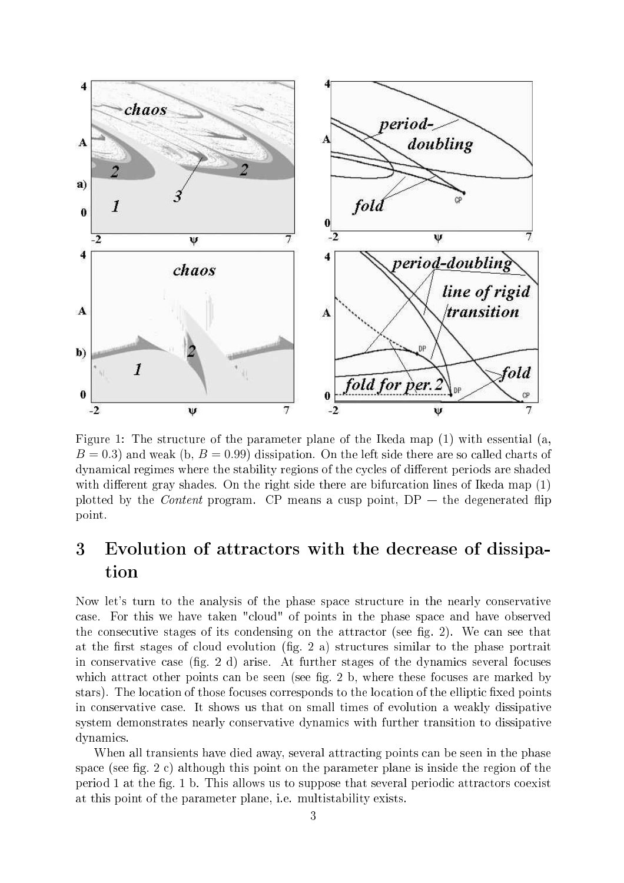Figure 1: The structure of the parameter plane of the Ikeda map (1) with essential (a, $B = 0.3$) and weak (b, $B = 0.99$) dissipation. On the left side there are so called charts of dynamical regimes where the stability regions of the cycles of different periods are shaded with different gray shades. On the right side there are bifurcation lines of Ikeda map (1) plotted by the *Content* program. CP means a cusp point, DP — the degenerated flip point.

## 3 Evolution of attractors with the decrease of dissipation

Now let's turn to the analysis of the phase space structure in the nearly conservative case. For this we have taken "cloud" of points in the phase space and have observed the consecutive stages of its condensing on the attractor (see fig. 2). We can see that at the first stages of cloud evolution (fig. 2 a) structures similar to the phase portrait in conservative case (fig. 2 d) arise. At further stages of the dynamics several focuses which attract other points can be seen (see fig. 2 b, where these focuses are marked by stars). The location of those focuses corresponds to the location of the elliptic fixed points in conservative case. It shows us that on small times of evolution a weakly dissipative system demonstrates nearly conservative dynamics with further transition to dissipative dynamics.

When all transients have died away, several attracting points can be seen in the phase space (see fig. 2 c) although this point on the parameter plane is inside the region of the period 1 at the fig. 1 b. This allows us to suppose that several periodic attractors coexist at this point of the parameter plane, i.e. multistability exists.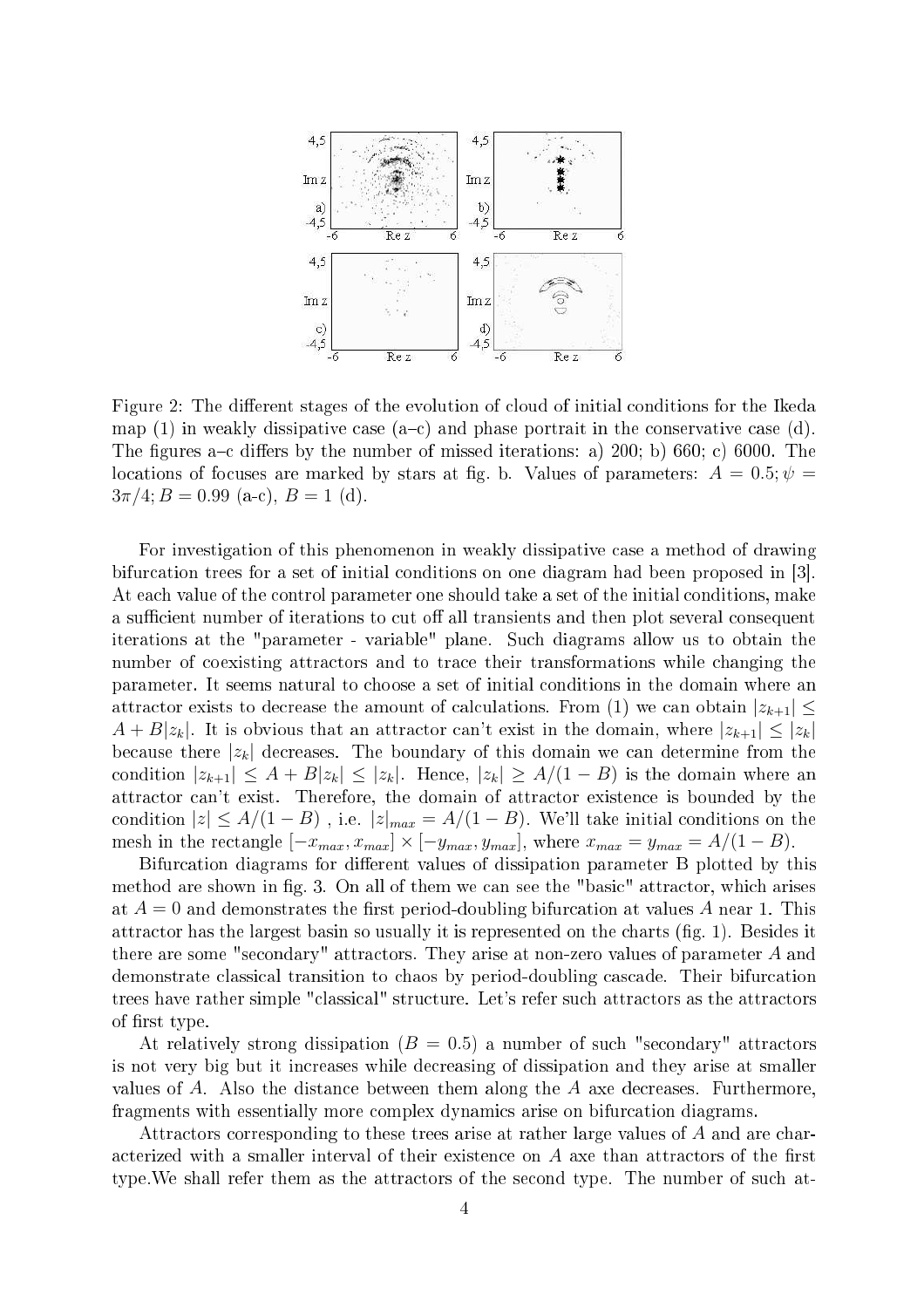Figure 2: The different stages of the evolution of cloud of initial conditions for the Ikeda map (1) in weakly dissipative case (a–c) and phase portrait in the conservative case (d). The figures a–c differs by the number of missed iterations: a) 200; b) 660; c) 6000. The locations of focuses are marked by stars at fig. b. Values of parameters: $A = 0.5; \psi = 3\pi/4; B = 0.99$ (a-c), $B = 1$ (d).

For investigation of this phenomenon in weakly dissipative case a method of drawing bifurcation trees for a set of initial conditions on one diagram had been proposed in [3]. At each value of the control parameter one should take a set of the initial conditions, make a sufficient number of iterations to cut off all transients and then plot several consequent iterations at the "parameter - variable" plane. Such diagrams allow us to obtain the number of coexisting attractors and to trace their transformations while changing the parameter. It seems natural to choose a set of initial conditions in the domain where an attractor exists to decrease the amount of calculations. From (1) we can obtain $|z_{k+1}| \leq A + B|z_k|$. It is obvious that an attractor can't exist in the domain, where $|z_{k+1}| \leq |z_k|$ because there $|z_k|$ decreases. The boundary of this domain we can determine from the condition $|z_{k+1}| \leq A + B|z_k| \leq |z_k|$. Hence, $|z_k| \geq A/(1 - B)$ is the domain where an attractor can't exist. Therefore, the domain of attractor existence is bounded by the condition $|z| \leq A/(1 - B)$ , i.e. $|z|_{max} = A/(1 - B)$. We'll take initial conditions on the mesh in the rectangle $[-x_{max}, x_{max}] \times [-y_{max}, y_{max}]$, where $x_{max} = y_{max} = A/(1 - B)$.

Bifurcation diagrams for different values of dissipation parameter B plotted by this method are shown in fig. 3. On all of them we can see the "basic" attractor, which arises at $A = 0$ and demonstrates the first period-doubling bifurcation at values $A$ near 1. This attractor has the largest basin so usually it is represented on the charts (fig. 1). Besides it there are some "secondary" attractors. They arise at non-zero values of parameter $A$ and demonstrate classical transition to chaos by period-doubling cascade. Their bifurcation trees have rather simple "classical" structure. Let's refer such attractors as the attractors of first type.

At relatively strong dissipation ($B = 0.5$) a number of such "secondary" attractors is not very big but it increases while decreasing of dissipation and they arise at smaller values of $A$. Also the distance between them along the $A$ axe decreases. Furthermore, fragments with essentially more complex dynamics arise on bifurcation diagrams.

Attractors corresponding to these trees arise at rather large values of $A$ and are characterized with a smaller interval of their existence on $A$ axe than attractors of the first type.We shall refer them as the attractors of the second type. The number of such at-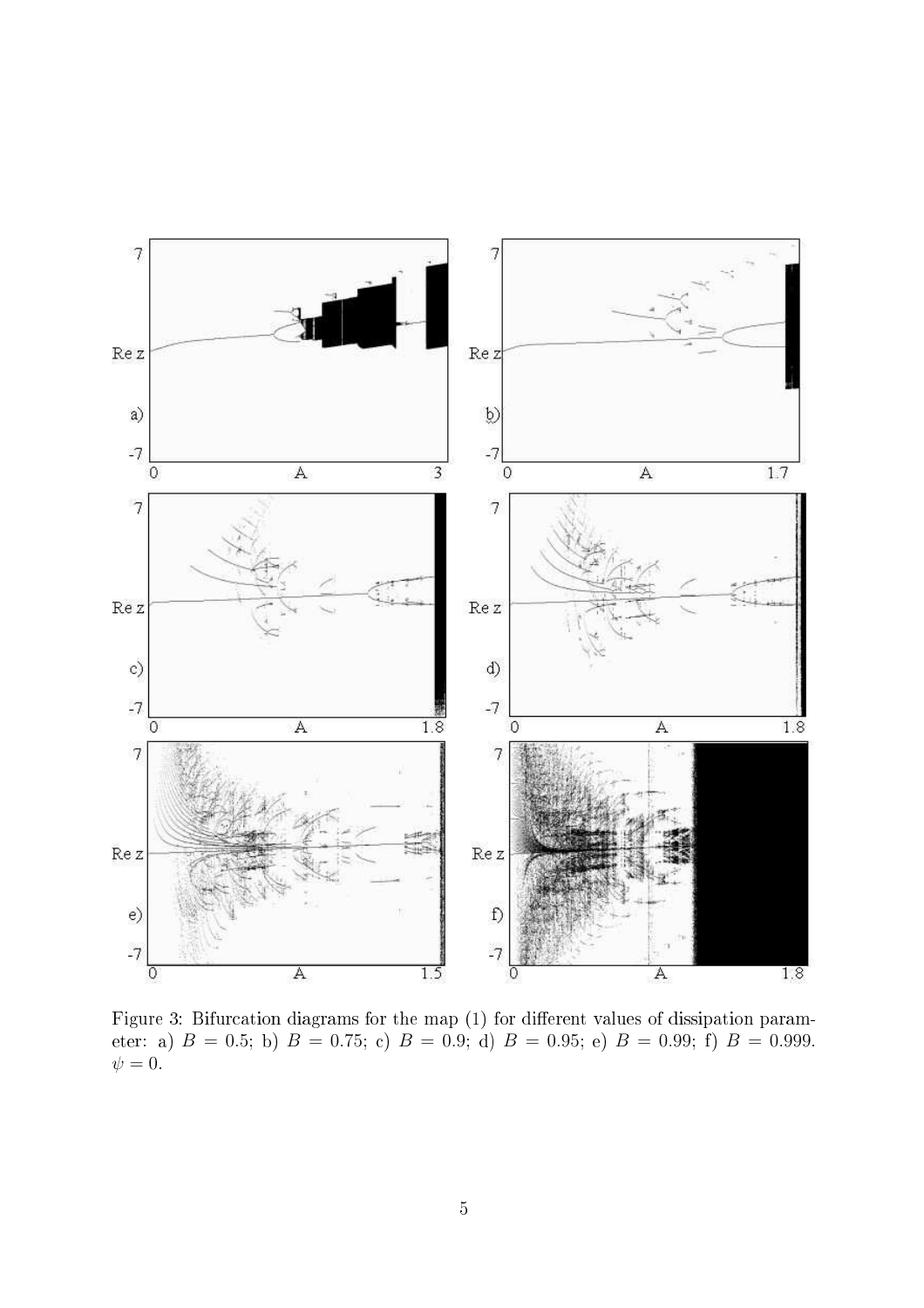Figure 3: Bifurcation diagrams for the map (1) for different values of dissipation parameter: a) $B = 0.5$; b) $B = 0.75$; c) $B = 0.9$; d) $B = 0.95$; e) $B = 0.99$; f) $B = 0.999$. $\psi = 0$.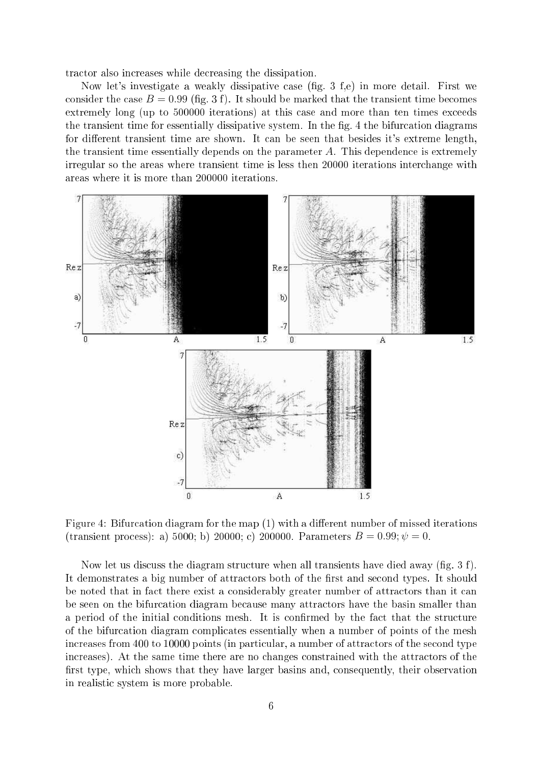tractor also increases while decreasing the dissipation.

Now let's investigate a weakly dissipative case (fig. 3 f,e) in more detail. First we consider the case $B = 0.99$ (fig. 3 f). It should be marked that the transient time becomes extremely long (up to 500000 iterations) at this case and more than ten times exceeds the transient time for essentially dissipative system. In the fig. 4 the bifurcation diagrams for different transient time are shown. It can be seen that besides it's extreme length, the transient time essentially depends on the parameter $A$. This dependence is extremely irregular so the areas where transient time is less then 20000 iterations interchange with areas where it is more than 200000 iterations.

Figure 4: Bifurcation diagram for the map (1) with a different number of missed iterations (transient process): a) 5000; b) 20000; c) 200000. Parameters $B = 0.99; \psi = 0$.

Now let us discuss the diagram structure when all transients have died away (fig. 3 f). It demonstrates a big number of attractors both of the first and second types. It should be noted that in fact there exist a considerably greater number of attractors than it can be seen on the bifurcation diagram because many attractors have the basin smaller than a period of the initial conditions mesh. It is confirmed by the fact that the structure of the bifurcation diagram complicates essentially when a number of points of the mesh increases from 400 to 10000 points (in particular, a number of attractors of the second type increases). At the same time there are no changes constrained with the attractors of the first type, which shows that they have larger basins and, consequently, their observation in realistic system is more probable.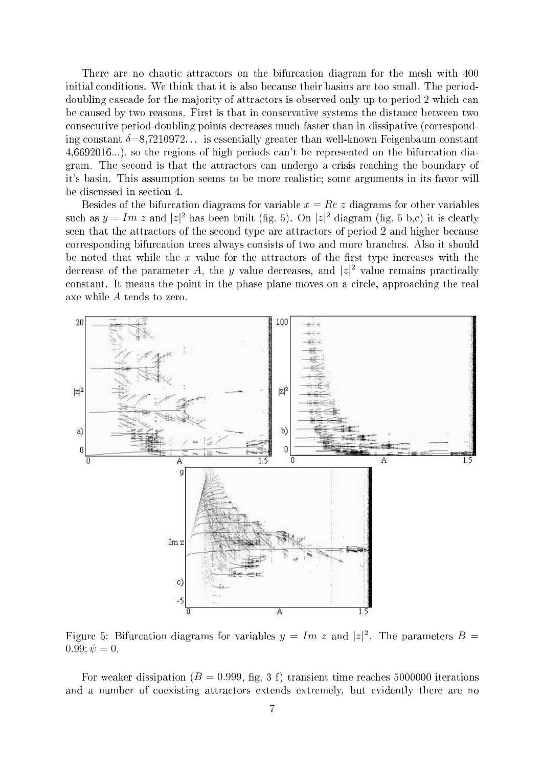There are no chaotic attractors on the bifurcation diagram for the mesh with 400 initial conditions. We think that it is also because their basins are too small. The period-doubling cascade for the majority of attractors is observed only up to period 2 which can be caused by two reasons. First is that in conservative systems the distance between two consecutive period-doubling points decreases much faster than in dissipative (corresponding constant $\delta$=8,7210972... is essentially greater than well-known Feigenbaum constant 4,6692016...), so the regions of high periods can't be represented on the bifurcation diagram. The second is that the attractors can undergo a crisis reaching the boundary of it's basin. This assumption seems to be more realistic; some arguments in its favor will be discussed in section 4.

Besides of the bifurcation diagrams for variable $x = Re\ z$ diagrams for other variables such as $y = Im\ z$ and $|z|^2$ has been built (fig. 5). On $|z|^2$ diagram (fig. 5 b,c) it is clearly seen that the attractors of the second type are attractors of period 2 and higher because corresponding bifurcation trees always consists of two and more branches. Also it should be noted that while the $x$ value for the attractors of the first type increases with the decrease of the parameter $A$, the $y$ value decreases, and $|z|^2$ value remains practically constant. It means the point in the phase plane moves on a circle, approaching the real axe while $A$ tends to zero.

Figure 5: Bifurcation diagrams for variables $y = Im\ z$ and $|z|^2$. The parameters $B = 0.99; \psi = 0$.

For weaker dissipation ($B = 0.999$, fig. 3 f) transient time reaches 5000000 iterations and a number of coexisting attractors extends extremely, but evidently there are no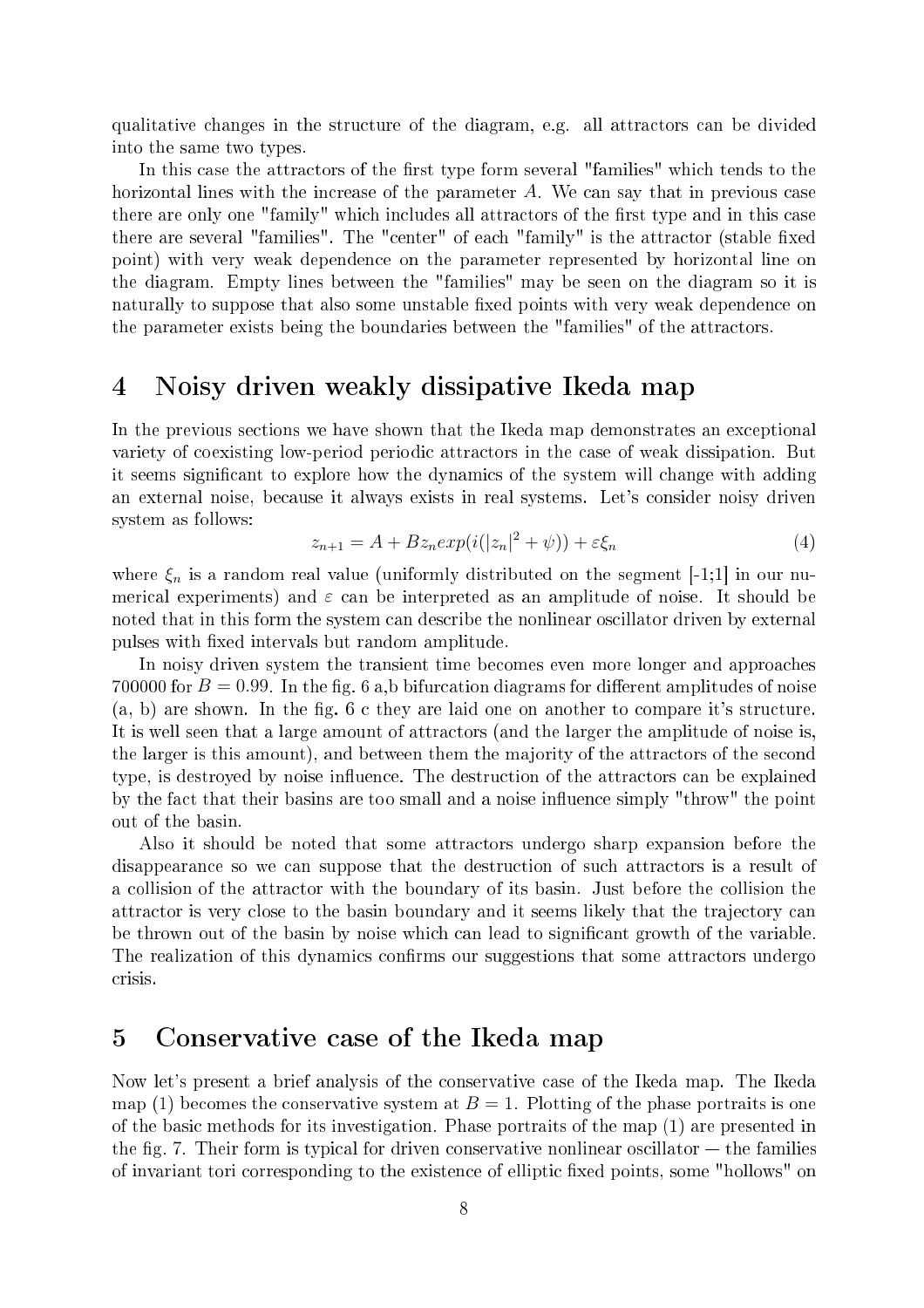qualitative changes in the structure of the diagram, e.g. all attractors can be divided into the same two types.

In this case the attractors of the first type form several "families" which tends to the horizontal lines with the increase of the parameter $A$. We can say that in previous case there are only one "family" which includes all attractors of the first type and in this case there are several "families". The "center" of each "family" is the attractor (stable fixed point) with very weak dependence on the parameter represented by horizontal line on the diagram. Empty lines between the "families" may be seen on the diagram so it is naturally to suppose that also some unstable fixed points with very weak dependence on the parameter exists being the boundaries between the "families" of the attractors.

## 4 Noisy driven weakly dissipative Ikeda map

In the previous sections we have shown that the Ikeda map demonstrates an exceptional variety of coexisting low-period periodic attractors in the case of weak dissipation. But it seems significant to explore how the dynamics of the system will change with adding an external noise, because it always exists in real systems. Let's consider noisy driven system as follows:

$$z_{n+1} = A + Bz_n exp(i(|z_n|^2 + \psi)) + \varepsilon\xi_n \tag{4}$$

where $\xi_n$ is a random real value (uniformly distributed on the segment [-1;1] in our numerical experiments) and $\varepsilon$ can be interpreted as an amplitude of noise. It should be noted that in this form the system can describe the nonlinear oscillator driven by external pulses with fixed intervals but random amplitude.

In noisy driven system the transient time becomes even more longer and approaches 700000 for $B = 0.99$. In the fig. 6 a,b bifurcation diagrams for different amplitudes of noise (a, b) are shown. In the fig. 6 c they are laid one on another to compare it's structure. It is well seen that a large amount of attractors (and the larger the amplitude of noise is, the larger is this amount), and between them the majority of the attractors of the second type, is destroyed by noise influence. The destruction of the attractors can be explained by the fact that their basins are too small and a noise influence simply "throw" the point out of the basin.

Also it should be noted that some attractors undergo sharp expansion before the disappearance so we can suppose that the destruction of such attractors is a result of a collision of the attractor with the boundary of its basin. Just before the collision the attractor is very close to the basin boundary and it seems likely that the trajectory can be thrown out of the basin by noise which can lead to significant growth of the variable. The realization of this dynamics confirms our suggestions that some attractors undergo crisis.

## 5 Conservative case of the Ikeda map

Now let's present a brief analysis of the conservative case of the Ikeda map. The Ikeda map (1) becomes the conservative system at $B = 1$. Plotting of the phase portraits is one of the basic methods for its investigation. Phase portraits of the map (1) are presented in the fig. 7. Their form is typical for driven conservative nonlinear oscillator — the families of invariant tori corresponding to the existence of elliptic fixed points, some "hollows" on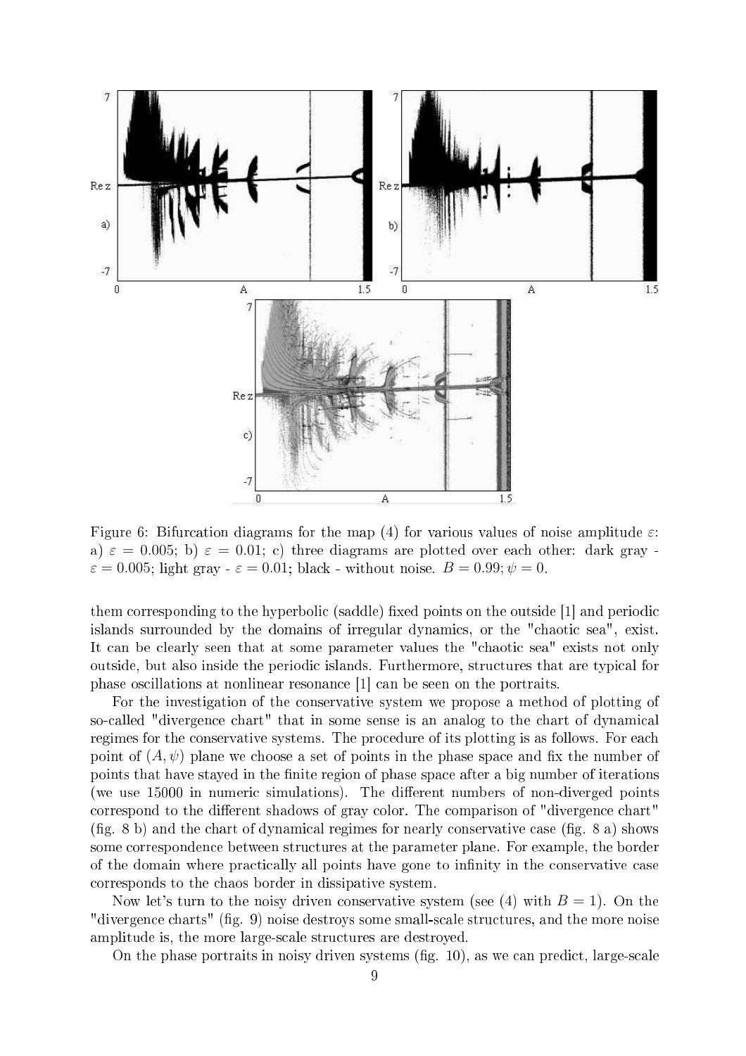Figure 6: Bifurcation diagrams for the map (4) for various values of noise amplitude $\varepsilon$: a) $\varepsilon = 0.005$; b) $\varepsilon = 0.01$; c) three diagrams are plotted over each other: dark gray - $\varepsilon = 0.005$; light gray - $\varepsilon = 0.01$; black - without noise. $B = 0.99; \psi = 0$.

them corresponding to the hyperbolic (saddle) fixed points on the outside [1] and periodic islands surrounded by the domains of irregular dynamics, or the "chaotic sea", exist. It can be clearly seen that at some parameter values the "chaotic sea" exists not only outside, but also inside the periodic islands. Furthermore, structures that are typical for phase oscillations at nonlinear resonance [1] can be seen on the portraits.

For the investigation of the conservative system we propose a method of plotting of so-called "divergence chart" that in some sense is an analog to the chart of dynamical regimes for the conservative systems. The procedure of its plotting is as follows. For each point of $(A, \psi)$ plane we choose a set of points in the phase space and fix the number of points that have stayed in the finite region of phase space after a big number of iterations (we use 15000 in numeric simulations). The different numbers of non-diverged points correspond to the different shadows of gray color. The comparison of "divergence chart" (fig. 8 b) and the chart of dynamical regimes for nearly conservative case (fig. 8 a) shows some correspondence between structures at the parameter plane. For example, the border of the domain where practically all points have gone to infinity in the conservative case corresponds to the chaos border in dissipative system.

Now let's turn to the noisy driven conservative system (see (4) with $B = 1$). On the "divergence charts" (fig. 9) noise destroys some small-scale structures, and the more noise amplitude is, the more large-scale structures are destroyed.

On the phase portraits in noisy driven systems (fig. 10), as we can predict, large-scale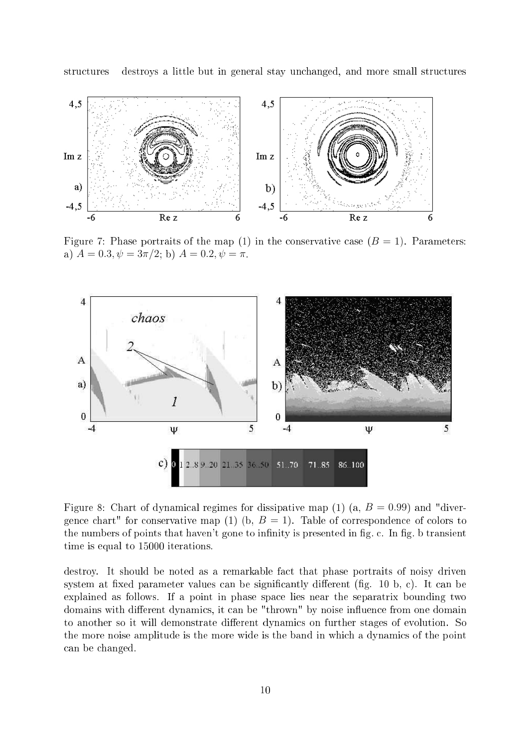structures destroys a little but in general stay unchanged, and more small structures

Figure 7: Phase portraits of the map (1) in the conservative case ($B = 1$). Parameters: a) $A = 0.3, \psi = 3\pi/2$; b) $A = 0.2, \psi = \pi$.

Figure 8: Chart of dynamical regimes for dissipative map (1) (a, $B = 0.99$) and "divergence chart" for conservative map (1) (b, $B = 1$). Table of correspondence of colors to the numbers of points that haven't gone to infinity is presented in fig. c. In fig. b transient time is equal to 15000 iterations.

destroy. It should be noted as a remarkable fact that phase portraits of noisy driven system at fixed parameter values can be significantly different (fig. 10 b, c). It can be explained as follows. If a point in phase space lies near the separatrix bounding two domains with different dynamics, it can be "thrown" by noise influence from one domain to another so it will demonstrate different dynamics on further stages of evolution. So the more noise amplitude is the more wide is the band in which a dynamics of the point can be changed.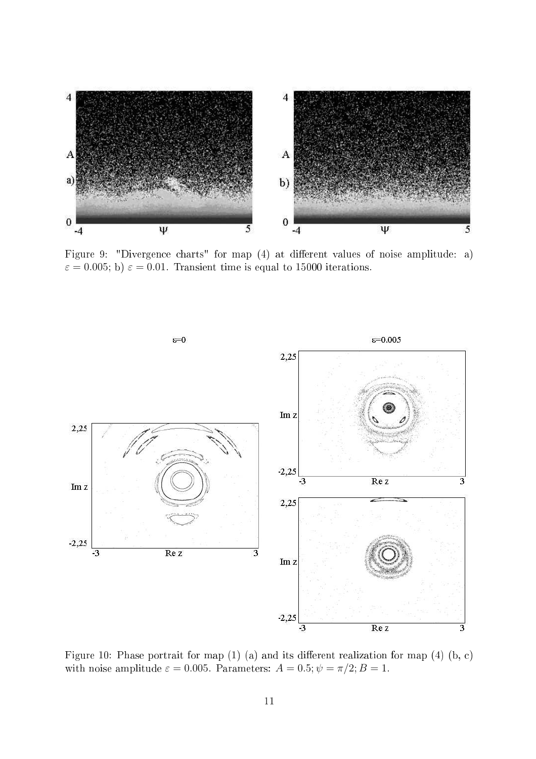Figure 9: "Divergence charts" for map (4) at different values of noise amplitude: a) $\varepsilon = 0.005$; b) $\varepsilon = 0.01$. Transient time is equal to 15000 iterations.

Figure 10: Phase portrait for map (1) (a) and its different realization for map (4) (b, c) with noise amplitude $\varepsilon = 0.005$. Parameters: $A = 0.5; \psi = \pi/2; B = 1$.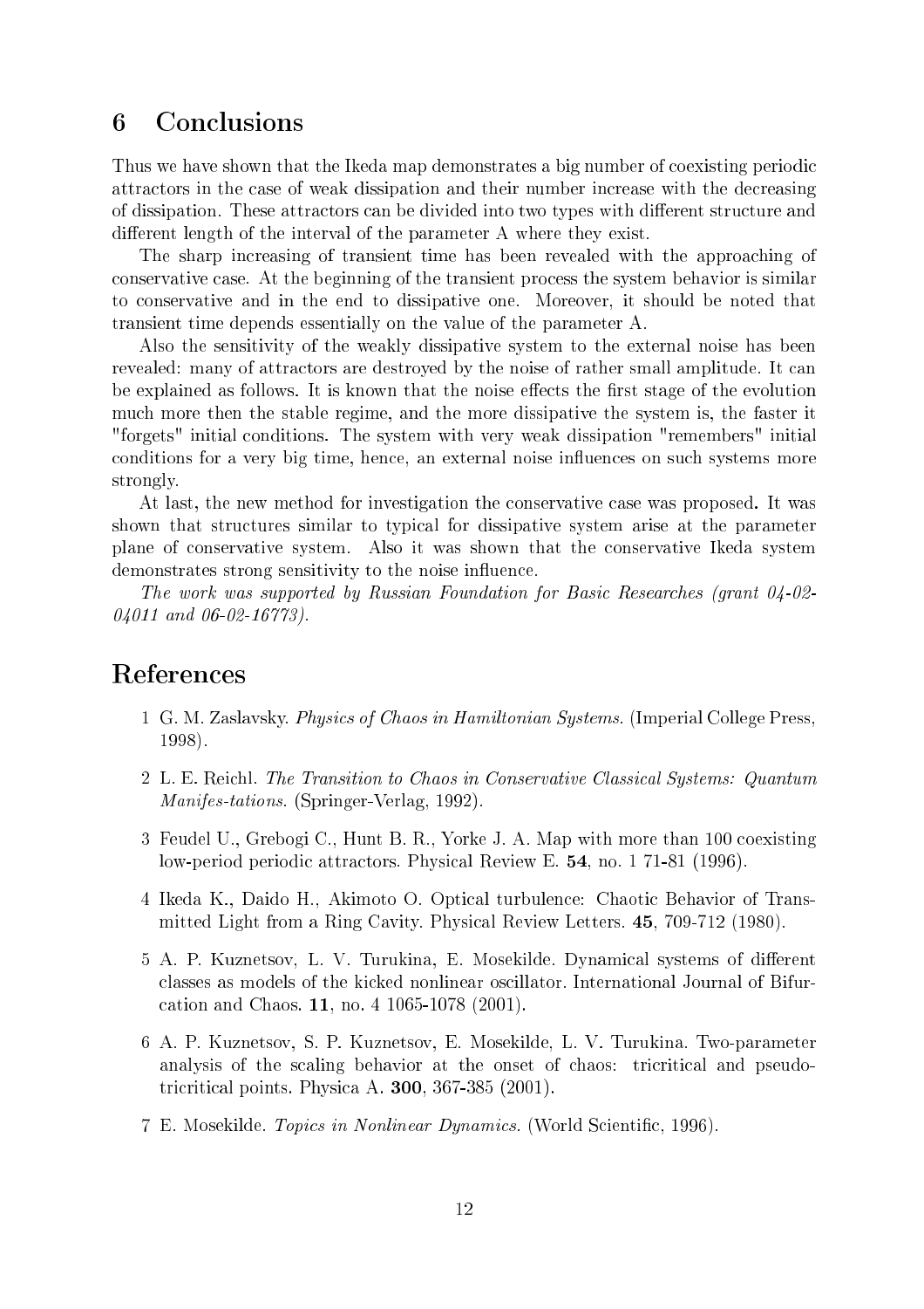## 6 Conclusions

Thus we have shown that the Ikeda map demonstrates a big number of coexisting periodic attractors in the case of weak dissipation and their number increase with the decreasing of dissipation. These attractors can be divided into two types with different structure and different length of the interval of the parameter A where they exist.

The sharp increasing of transient time has been revealed with the approaching of conservative case. At the beginning of the transient process the system behavior is similar to conservative and in the end to dissipative one. Moreover, it should be noted that transient time depends essentially on the value of the parameter A.

Also the sensitivity of the weakly dissipative system to the external noise has been revealed: many of attractors are destroyed by the noise of rather small amplitude. It can be explained as follows. It is known that the noise effects the first stage of the evolution much more then the stable regime, and the more dissipative the system is, the faster it "forgets" initial conditions. The system with very weak dissipation "remembers" initial conditions for a very big time, hence, an external noise influences on such systems more strongly.

At last, the new method for investigation the conservative case was proposed**.** It was shown that structures similar to typical for dissipative system arise at the parameter plane of conservative system. Also it was shown that the conservative Ikeda system demonstrates strong sensitivity to the noise influence.

*The work was supported by Russian Foundation for Basic Researches (grant 04-02-04011 and 06-02-16773).*

## References

1 G. M. Zaslavsky. *Physics of Chaos in Hamiltonian Systems.* (Imperial College Press, 1998).

2 L. E. Reichl. *The Transition to Chaos in Conservative Classical Systems: Quantum Manifes-tations.* (Springer-Verlag, 1992).

3 Feudel U., Grebogi C., Hunt B. R., Yorke J. A. Map with more than 100 coexisting low-period periodic attractors. Physical Review E. **54**, no. 1 71-81 (1996).

4 Ikeda K., Daido H., Akimoto O. Optical turbulence: Chaotic Behavior of Transmitted Light from a Ring Cavity. Physical Review Letters. **45**, 709-712 (1980).

5 A. P. Kuznetsov, L. V. Turukina, E. Mosekilde. Dynamical systems of different classes as models of the kicked nonlinear oscillator. International Journal of Bifurcation and Chaos. **11**, no. 4 1065-1078 (2001).

6 A. P. Kuznetsov, S. P. Kuznetsov, E. Mosekilde, L. V. Turukina. Two-parameter analysis of the scaling behavior at the onset of chaos: tricritical and pseudo-tricritical points. Physica A. **300**, 367-385 (2001).

7 E. Mosekilde. *Topics in Nonlinear Dynamics.* (World Scientific, 1996).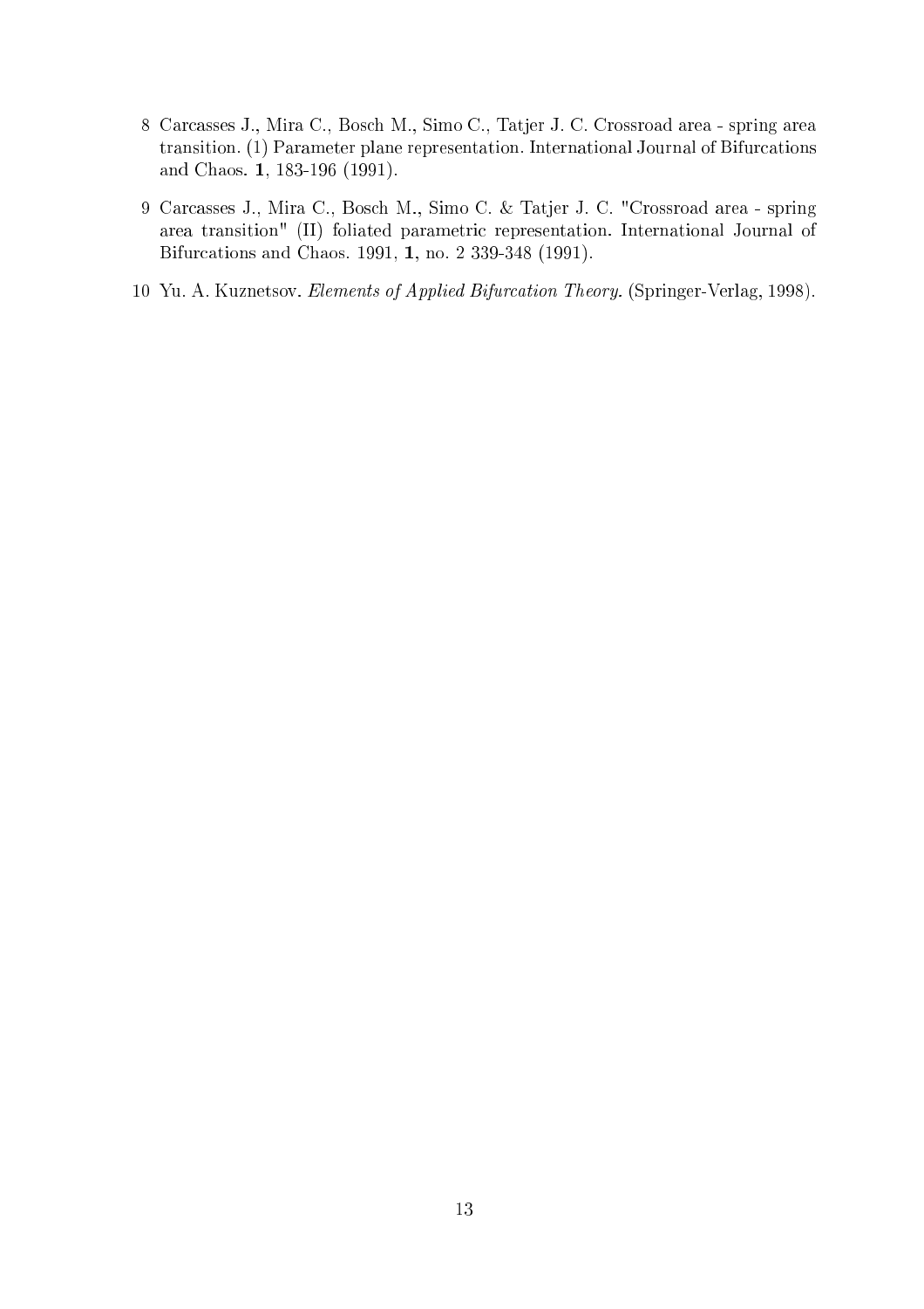8 Carcasses J., Mira C., Bosch M., Simo C., Tatjer J. C. Crossroad area - spring area transition. (1) Parameter plane representation. International Journal of Bifurcations and Chaos. **1**, 183-196 (1991).

9 Carcasses J., Mira C., Bosch M., Simo C. & Tatjer J. C. "Crossroad area - spring area transition" (II) foliated parametric representation. International Journal of Bifurcations and Chaos. 1991, **1**, no. 2 339-348 (1991).

10 Yu. A. Kuznetsov. *Elements of Applied Bifurcation Theory.* (Springer-Verlag, 1998).